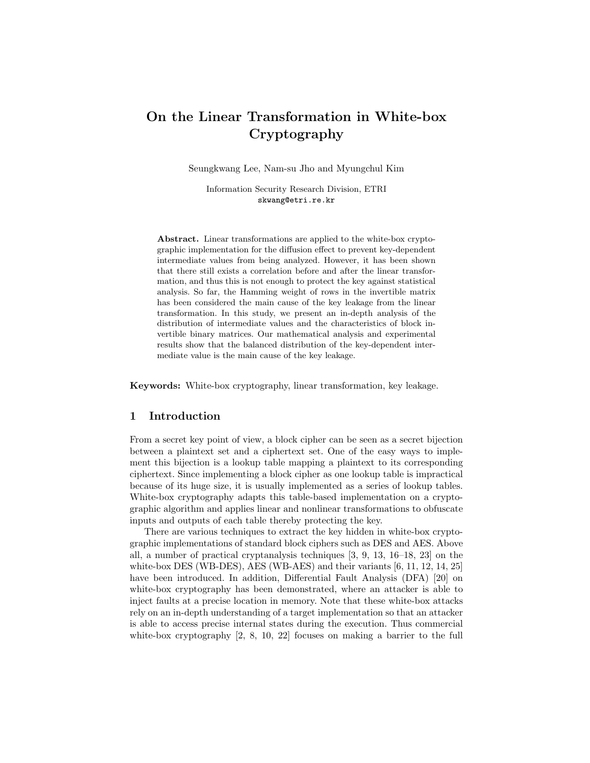# On the Linear Transformation in White-box Cryptography

Seungkwang Lee, Nam-su Jho and Myungchul Kim

Information Security Research Division, ETRI
skwang@etri.re.kr

**Abstract.** Linear transformations are applied to the white-box cryptographic implementation for the diffusion effect to prevent key-dependent intermediate values from being analyzed. However, it has been shown that there still exists a correlation before and after the linear transformation, and thus this is not enough to protect the key against statistical analysis. So far, the Hamming weight of rows in the invertible matrix has been considered the main cause of the key leakage from the linear transformation. In this study, we present an in-depth analysis of the distribution of intermediate values and the characteristics of block invertible binary matrices. Our mathematical analysis and experimental results show that the balanced distribution of the key-dependent intermediate value is the main cause of the key leakage.

**Keywords:** White-box cryptography, linear transformation, key leakage.

## 1 Introduction

From a secret key point of view, a block cipher can be seen as a secret bijection between a plaintext set and a ciphertext set. One of the easy ways to implement this bijection is a lookup table mapping a plaintext to its corresponding ciphertext. Since implementing a block cipher as one lookup table is impractical because of its huge size, it is usually implemented as a series of lookup tables. White-box cryptography adapts this table-based implementation on a cryptographic algorithm and applies linear and nonlinear transformations to obfuscate inputs and outputs of each table thereby protecting the key.

There are various techniques to extract the key hidden in white-box cryptographic implementations of standard block ciphers such as DES and AES. Above all, a number of practical cryptanalysis techniques [3, 9, 13, 16–18, 23] on the white-box DES (WB-DES), AES (WB-AES) and their variants [6, 11, 12, 14, 25] have been introduced. In addition, Differential Fault Analysis (DFA) [20] on white-box cryptography has been demonstrated, where an attacker is able to inject faults at a precise location in memory. Note that these white-box attacks rely on an in-depth understanding of a target implementation so that an attacker is able to access precise internal states during the execution. Thus commercial white-box cryptography [2, 8, 10, 22] focuses on making a barrier to the full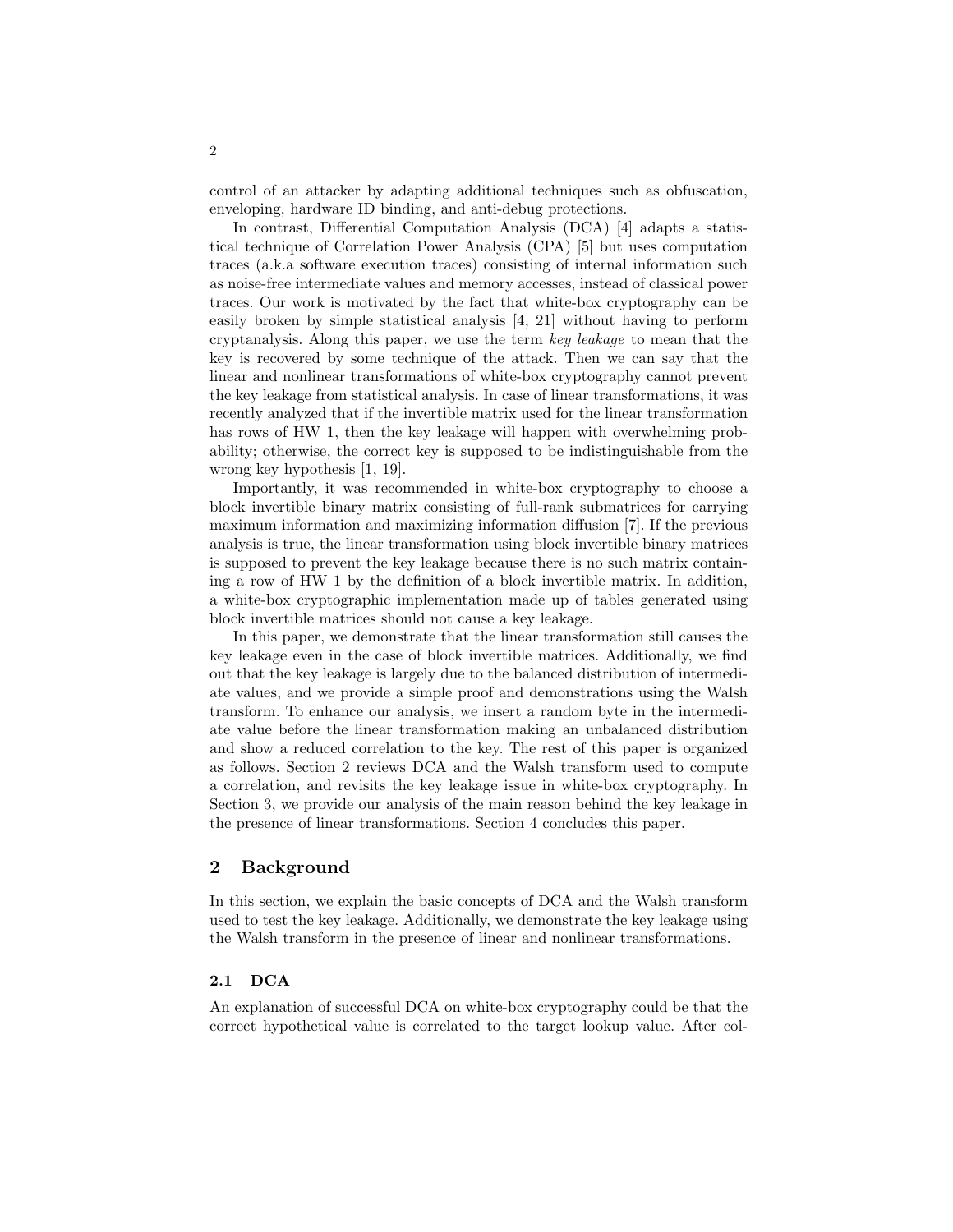control of an attacker by adapting additional techniques such as obfuscation, enveloping, hardware ID binding, and anti-debug protections.

In contrast, Differential Computation Analysis (DCA) [4] adapts a statistical technique of Correlation Power Analysis (CPA) [5] but uses computation traces (a.k.a software execution traces) consisting of internal information such as noise-free intermediate values and memory accesses, instead of classical power traces. Our work is motivated by the fact that white-box cryptography can be easily broken by simple statistical analysis [4, 21] without having to perform cryptanalysis. Along this paper, we use the term *key leakage* to mean that the key is recovered by some technique of the attack. Then we can say that the linear and nonlinear transformations of white-box cryptography cannot prevent the key leakage from statistical analysis. In case of linear transformations, it was recently analyzed that if the invertible matrix used for the linear transformation has rows of HW 1, then the key leakage will happen with overwhelming probability; otherwise, the correct key is supposed to be indistinguishable from the wrong key hypothesis [1, 19].

Importantly, it was recommended in white-box cryptography to choose a block invertible binary matrix consisting of full-rank submatrices for carrying maximum information and maximizing information diffusion [7]. If the previous analysis is true, the linear transformation using block invertible binary matrices is supposed to prevent the key leakage because there is no such matrix containing a row of HW 1 by the definition of a block invertible matrix. In addition, a white-box cryptographic implementation made up of tables generated using block invertible matrices should not cause a key leakage.

In this paper, we demonstrate that the linear transformation still causes the key leakage even in the case of block invertible matrices. Additionally, we find out that the key leakage is largely due to the balanced distribution of intermediate values, and we provide a simple proof and demonstrations using the Walsh transform. To enhance our analysis, we insert a random byte in the intermediate value before the linear transformation making an unbalanced distribution and show a reduced correlation to the key. The rest of this paper is organized as follows. Section 2 reviews DCA and the Walsh transform used to compute a correlation, and revisits the key leakage issue in white-box cryptography. In Section 3, we provide our analysis of the main reason behind the key leakage in the presence of linear transformations. Section 4 concludes this paper.

## 2 Background

In this section, we explain the basic concepts of DCA and the Walsh transform used to test the key leakage. Additionally, we demonstrate the key leakage using the Walsh transform in the presence of linear and nonlinear transformations.

### 2.1 DCA

An explanation of successful DCA on white-box cryptography could be that the correct hypothetical value is correlated to the target lookup value. After col-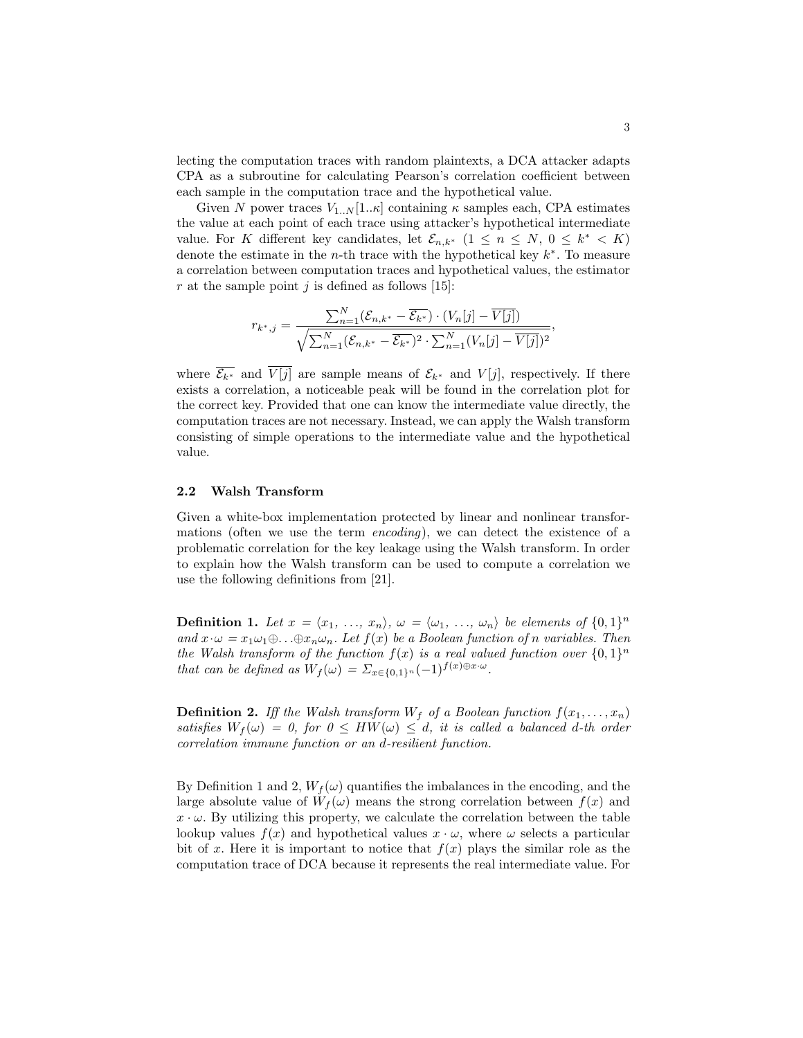lecting the computation traces with random plaintexts, a DCA attacker adapts CPA as a subroutine for calculating Pearson's correlation coefficient between each sample in the computation trace and the hypothetical value.

Given $N$ power traces $V_{1..N}[1..\kappa]$ containing $\kappa$ samples each, CPA estimates the value at each point of each trace using attacker's hypothetical intermediate value. For $K$ different key candidates, let $\mathcal{E}_{n,k^*}$ $(1 \leq n \leq N,\ 0 \leq k^* < K)$ denote the estimate in the $n$-th trace with the hypothetical key $k^*$. To measure a correlation between computation traces and hypothetical values, the estimator $r$ at the sample point $j$ is defined as follows [15]:

$$r_{k^*,j} = \frac{\sum_{n=1}^{N}(\mathcal{E}_{n,k^*} - \overline{\mathcal{E}_{k^*}}) \cdot (V_n[j] - \overline{V[j]})}{\sqrt{\sum_{n=1}^{N}(\mathcal{E}_{n,k^*} - \overline{\mathcal{E}_{k^*}})^2 \cdot \sum_{n=1}^{N}(V_n[j] - \overline{V[j]})^2}},$$

where $\overline{\mathcal{E}_{k^*}}$ and $\overline{V[j]}$ are sample means of $\mathcal{E}_{k^*}$ and $V[j]$, respectively. If there exists a correlation, a noticeable peak will be found in the correlation plot for the correct key. Provided that one can know the intermediate value directly, the computation traces are not necessary. Instead, we can apply the Walsh transform consisting of simple operations to the intermediate value and the hypothetical value.

### 2.2 Walsh Transform

Given a white-box implementation protected by linear and nonlinear transformations (often we use the term *encoding*), we can detect the existence of a problematic correlation for the key leakage using the Walsh transform. In order to explain how the Walsh transform can be used to compute a correlation we use the following definitions from [21].

**Definition 1.** *Let $x = \langle x_1, \ldots, x_n\rangle$, $\omega = \langle \omega_1, \ldots, \omega_n\rangle$ be elements of $\{0,1\}^n$ and $x \cdot \omega = x_1\omega_1 \oplus \ldots \oplus x_n\omega_n$. Let $f(x)$ be a Boolean function of $n$ variables. Then the Walsh transform of the function $f(x)$ is a real valued function over $\{0,1\}^n$ that can be defined as $W_f(\omega) = \Sigma_{x \in \{0,1\}^n}(-1)^{f(x) \oplus x \cdot \omega}$.*

**Definition 2.** *Iff the Walsh transform $W_f$ of a Boolean function $f(x_1, \ldots, x_n)$ satisfies $W_f(\omega) = 0$, for $0 \leq HW(\omega) \leq d$, it is called a balanced $d$-th order correlation immune function or an $d$-resilient function.*

By Definition 1 and 2, $W_f(\omega)$ quantifies the imbalances in the encoding, and the large absolute value of $W_f(\omega)$ means the strong correlation between $f(x)$ and $x \cdot \omega$. By utilizing this property, we calculate the correlation between the table lookup values $f(x)$ and hypothetical values $x \cdot \omega$, where $\omega$ selects a particular bit of $x$. Here it is important to notice that $f(x)$ plays the similar role as the computation trace of DCA because it represents the real intermediate value. For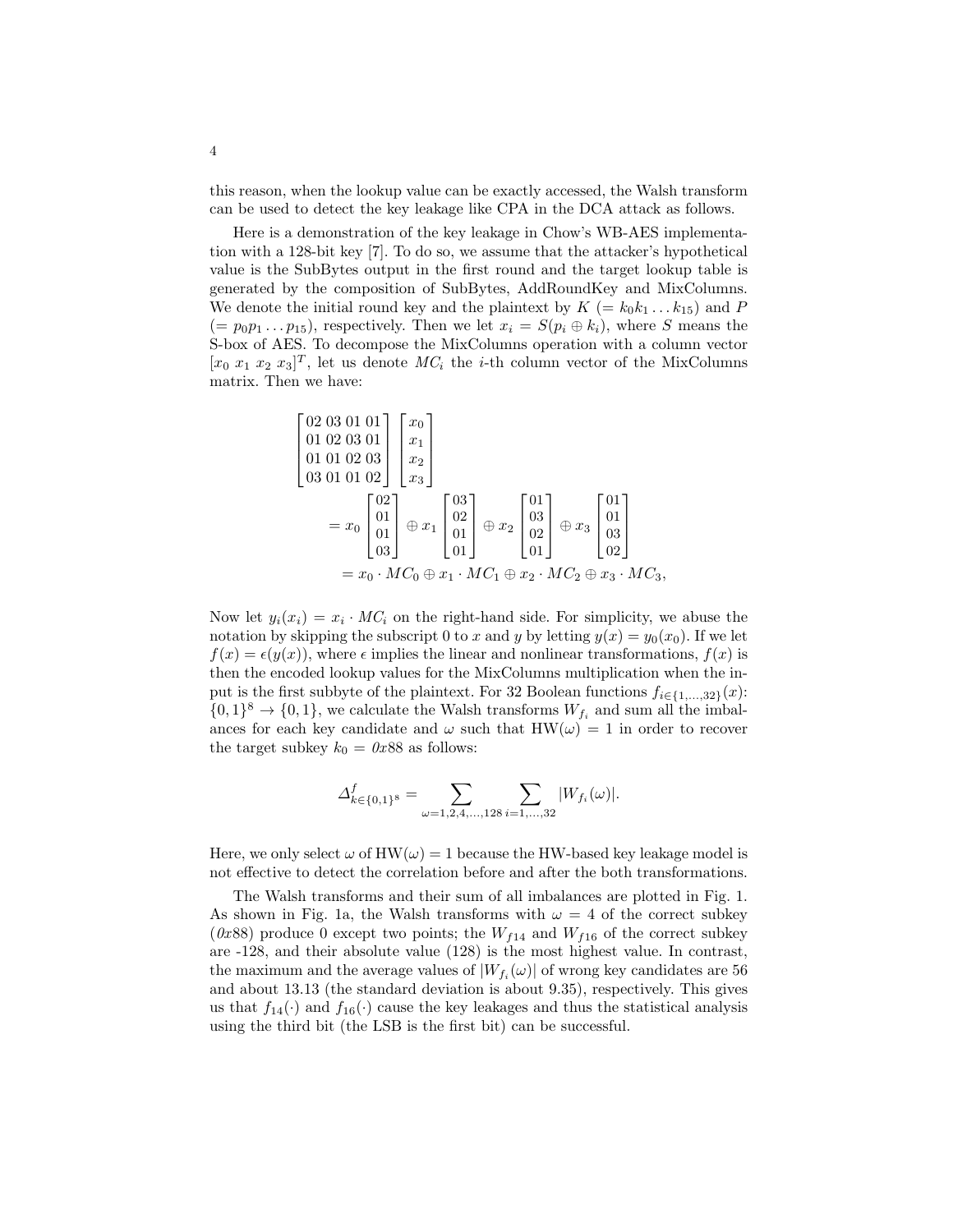this reason, when the lookup value can be exactly accessed, the Walsh transform can be used to detect the key leakage like CPA in the DCA attack as follows.

Here is a demonstration of the key leakage in Chow's WB-AES implementation with a 128-bit key [7]. To do so, we assume that the attacker's hypothetical value is the SubBytes output in the first round and the target lookup table is generated by the composition of SubBytes, AddRoundKey and MixColumns. We denote the initial round key and the plaintext by $K$ ($= k_0 k_1 \dots k_{15}$) and $P$ ($= p_0 p_1 \dots p_{15}$), respectively. Then we let $x_i = S(p_i \oplus k_i)$, where $S$ means the S-box of AES. To decompose the MixColumns operation with a column vector $[x_0\ x_1\ x_2\ x_3]^T$, let us denote $MC_i$ the $i$-th column vector of the MixColumns matrix. Then we have:

$$
\begin{aligned}
&\begin{bmatrix} 02\ 03\ 01\ 01 \\ 01\ 02\ 03\ 01 \\ 01\ 01\ 02\ 03 \\ 03\ 01\ 01\ 02 \end{bmatrix} \begin{bmatrix} x_0 \\ x_1 \\ x_2 \\ x_3 \end{bmatrix} \\
&= x_0 \begin{bmatrix} 02 \\ 01 \\ 01 \\ 03 \end{bmatrix} \oplus x_1 \begin{bmatrix} 03 \\ 02 \\ 01 \\ 01 \end{bmatrix} \oplus x_2 \begin{bmatrix} 01 \\ 03 \\ 02 \\ 01 \end{bmatrix} \oplus x_3 \begin{bmatrix} 01 \\ 01 \\ 03 \\ 02 \end{bmatrix} \\
&= x_0 \cdot MC_0 \oplus x_1 \cdot MC_1 \oplus x_2 \cdot MC_2 \oplus x_3 \cdot MC_3,
\end{aligned}
$$

Now let $y_i(x_i) = x_i \cdot MC_i$ on the right-hand side. For simplicity, we abuse the notation by skipping the subscript 0 to $x$ and $y$ by letting $y(x) = y_0(x_0)$. If we let $f(x) = \epsilon(y(x))$, where $\epsilon$ implies the linear and nonlinear transformations, $f(x)$ is then the encoded lookup values for the MixColumns multiplication when the input is the first subbyte of the plaintext. For 32 Boolean functions $f_{i \in \{1,\dots,32\}}(x)$: $\{0,1\}^8 \rightarrow \{0,1\}$, we calculate the Walsh transforms $W_{f_i}$ and sum all the imbalances for each key candidate and $\omega$ such that $\mathrm{HW}(\omega) = 1$ in order to recover the target subkey $k_0 = \mathit{0x88}$ as follows:

$$
\Delta^f_{k \in \{0,1\}^8} = \sum_{\omega = 1,2,4,\dots,128} \sum_{i=1,\dots,32} |W_{f_i}(\omega)|.
$$

Here, we only select $\omega$ of $\mathrm{HW}(\omega) = 1$ because the HW-based key leakage model is not effective to detect the correlation before and after the both transformations.

The Walsh transforms and their sum of all imbalances are plotted in Fig. 1. As shown in Fig. 1a, the Walsh transforms with $\omega = 4$ of the correct subkey ($\mathit{0x88}$) produce 0 except two points; the $W_{f14}$ and $W_{f16}$ of the correct subkey are -128, and their absolute value (128) is the most highest value. In contrast, the maximum and the average values of $|W_{f_i}(\omega)|$ of wrong key candidates are 56 and about 13.13 (the standard deviation is about 9.35), respectively. This gives us that $f_{14}(\cdot)$ and $f_{16}(\cdot)$ cause the key leakages and thus the statistical analysis using the third bit (the LSB is the first bit) can be successful.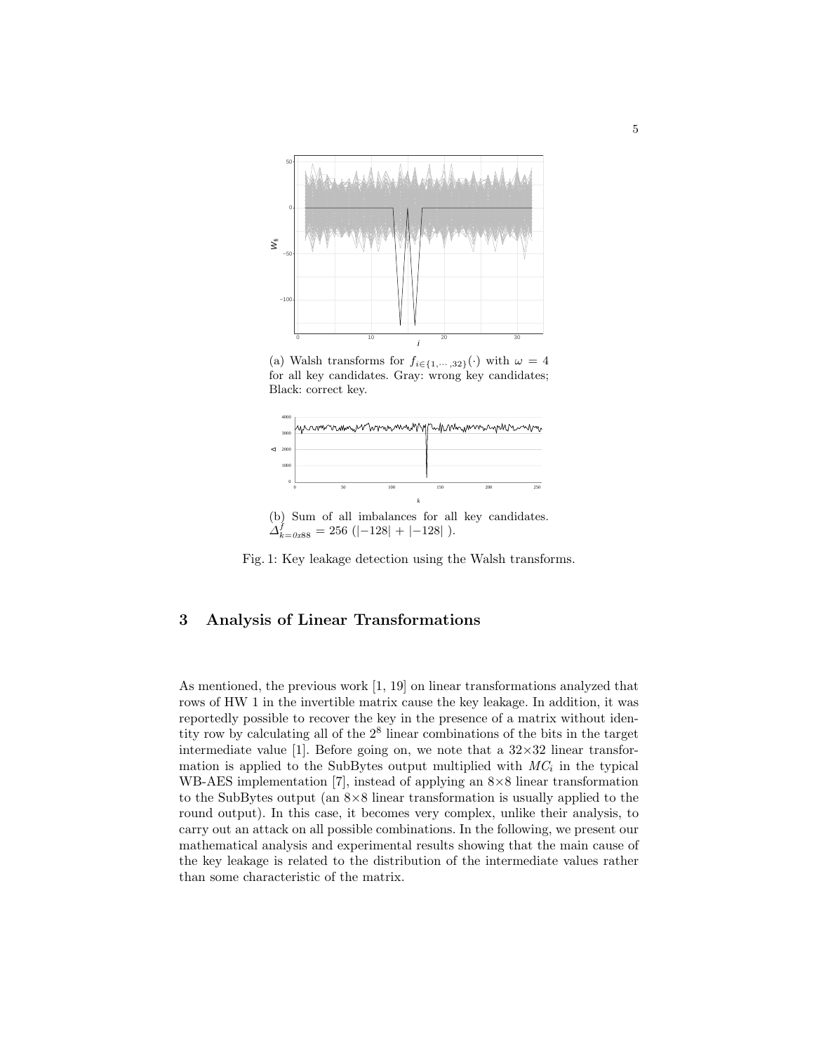(a) Walsh transforms for $f_{i \in \{1, \cdots, 32\}}(\cdot)$ with $\omega = 4$ for all key candidates. Gray: wrong key candidates; Black: correct key.

(b) Sum of all imbalances for all key candidates. $\Delta^{f}_{k=0x88} = 256\ (|-128| + |-128|\ )$.

Fig. 1: Key leakage detection using the Walsh transforms.

## 3 Analysis of Linear Transformations

As mentioned, the previous work [1, 19] on linear transformations analyzed that rows of HW 1 in the invertible matrix cause the key leakage. In addition, it was reportedly possible to recover the key in the presence of a matrix without identity row by calculating all of the $2^8$ linear combinations of the bits in the target intermediate value [1]. Before going on, we note that a $32\times32$ linear transformation is applied to the SubBytes output multiplied with $MC_i$ in the typical WB-AES implementation [7], instead of applying an $8\times8$ linear transformation to the SubBytes output (an $8\times8$ linear transformation is usually applied to the round output). In this case, it becomes very complex, unlike their analysis, to carry out an attack on all possible combinations. In the following, we present our mathematical analysis and experimental results showing that the main cause of the key leakage is related to the distribution of the intermediate values rather than some characteristic of the matrix.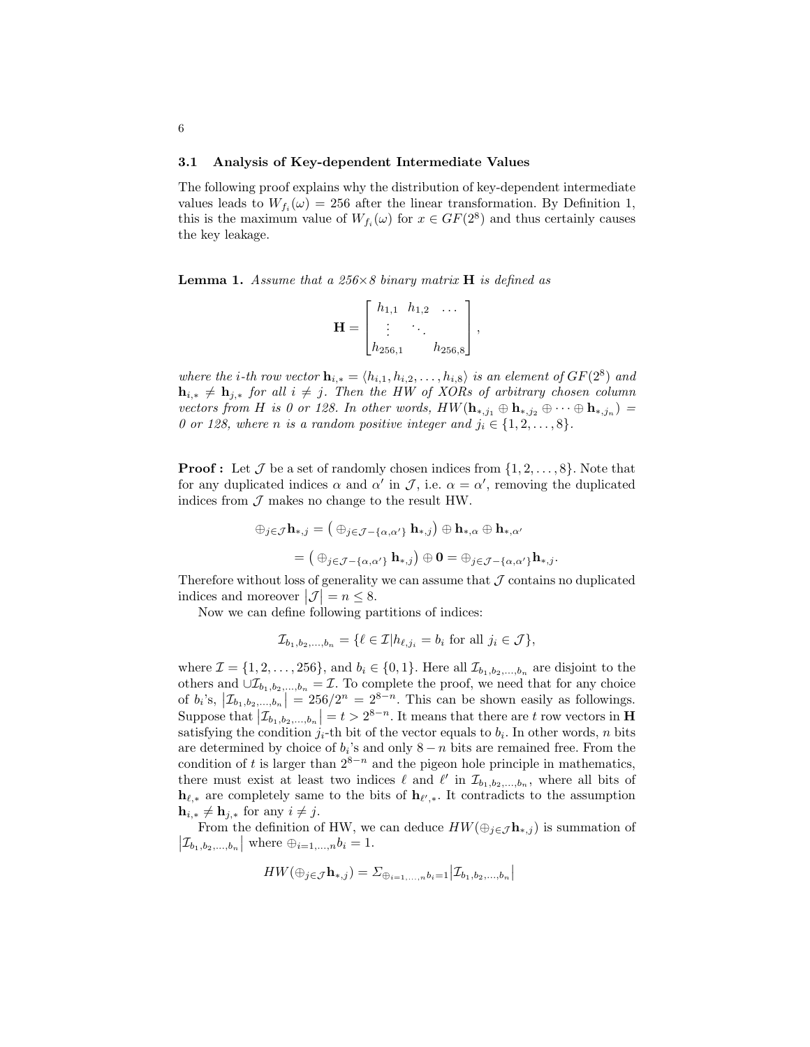### 3.1 Analysis of Key-dependent Intermediate Values

The following proof explains why the distribution of key-dependent intermediate values leads to $W_{f_i}(\omega) = 256$ after the linear transformation. By Definition 1, this is the maximum value of $W_{f_i}(\omega)$ for $x \in GF(2^8)$ and thus certainly causes the key leakage.

**Lemma 1.** *Assume that a 256×8 binary matrix* $\mathbf{H}$ *is defined as*

$$\mathbf{H} = \begin{bmatrix} h_{1,1} & h_{1,2} & \dots \\ \vdots & \ddots & \\ h_{256,1} & & h_{256,8} \end{bmatrix},$$

*where the* $i$*-th row vector* $\mathbf{h}_{i,*} = \langle h_{i,1}, h_{i,2}, \dots, h_{i,8} \rangle$ *is an element of* $GF(2^8)$ *and* $\mathbf{h}_{i,*} \neq \mathbf{h}_{j,*}$ *for all* $i \neq j$*. Then the HW of XORs of arbitrary chosen column vectors from* $H$ *is 0 or 128. In other words,* $HW(\mathbf{h}_{*,j_1} \oplus \mathbf{h}_{*,j_2} \oplus \dots \oplus \mathbf{h}_{*,j_n}) =$ *0 or 128, where* $n$ *is a random positive integer and* $j_i \in \{1, 2, \dots, 8\}$*.*

**Proof :** Let $\mathcal{J}$ be a set of randomly chosen indices from $\{1, 2, \dots, 8\}$. Note that for any duplicated indices $\alpha$ and $\alpha'$ in $\mathcal{J}$, i.e. $\alpha = \alpha'$, removing the duplicated indices from $\mathcal{J}$ makes no change to the result HW.

$$\oplus_{j \in \mathcal{J}} \mathbf{h}_{*,j} = \big( \oplus_{j \in \mathcal{J} - \{\alpha, \alpha'\}} \mathbf{h}_{*,j} \big) \oplus \mathbf{h}_{*,\alpha} \oplus \mathbf{h}_{*,\alpha'}$$

$$= \big( \oplus_{j \in \mathcal{J} - \{\alpha, \alpha'\}} \mathbf{h}_{*,j} \big) \oplus \mathbf{0} = \oplus_{j \in \mathcal{J} - \{\alpha, \alpha'\}} \mathbf{h}_{*,j}.$$

Therefore without loss of generality we can assume that $\mathcal{J}$ contains no duplicated indices and moreover $|\mathcal{J}| = n \leq 8$.

Now we can define following partitions of indices:

$$\mathcal{I}_{b_1, b_2, \dots, b_n} = \{ \ell \in \mathcal{I} | h_{\ell, j_i} = b_i \text{ for all } j_i \in \mathcal{J} \},$$

where $\mathcal{I} = \{1, 2, \dots, 256\}$, and $b_i \in \{0, 1\}$. Here all $\mathcal{I}_{b_1, b_2, \dots, b_n}$ are disjoint to the others and $\cup \mathcal{I}_{b_1, b_2, \dots, b_n} = \mathcal{I}$. To complete the proof, we need that for any choice of $b_i$'s, $|\mathcal{I}_{b_1, b_2, \dots, b_n}| = 256/2^n = 2^{8-n}$. This can be shown easily as followings. Suppose that $|\mathcal{I}_{b_1, b_2, \dots, b_n}| = t > 2^{8-n}$. It means that there are $t$ row vectors in $\mathbf{H}$ satisfying the condition $j_i$-th bit of the vector equals to $b_i$. In other words, $n$ bits are determined by choice of $b_i$'s and only $8-n$ bits are remained free. From the condition of $t$ is larger than $2^{8-n}$ and the pigeon hole principle in mathematics, there must exist at least two indices $\ell$ and $\ell'$ in $\mathcal{I}_{b_1, b_2, \dots, b_n}$, where all bits of $\mathbf{h}_{\ell,*}$ are completely same to the bits of $\mathbf{h}_{\ell',*}$. It contradicts to the assumption $\mathbf{h}_{i,*} \neq \mathbf{h}_{j,*}$ for any $i \neq j$.

From the definition of HW, we can deduce $HW(\oplus_{j \in \mathcal{J}} \mathbf{h}_{*,j})$ is summation of $|\mathcal{I}_{b_1, b_2, \dots, b_n}|$ where $\oplus_{i=1,\dots,n} b_i = 1$.

$$HW(\oplus_{j \in \mathcal{J}} \mathbf{h}_{*,j}) = \Sigma_{\oplus_{i=1,\dots,n} b_i = 1} |\mathcal{I}_{b_1, b_2, \dots, b_n}|$$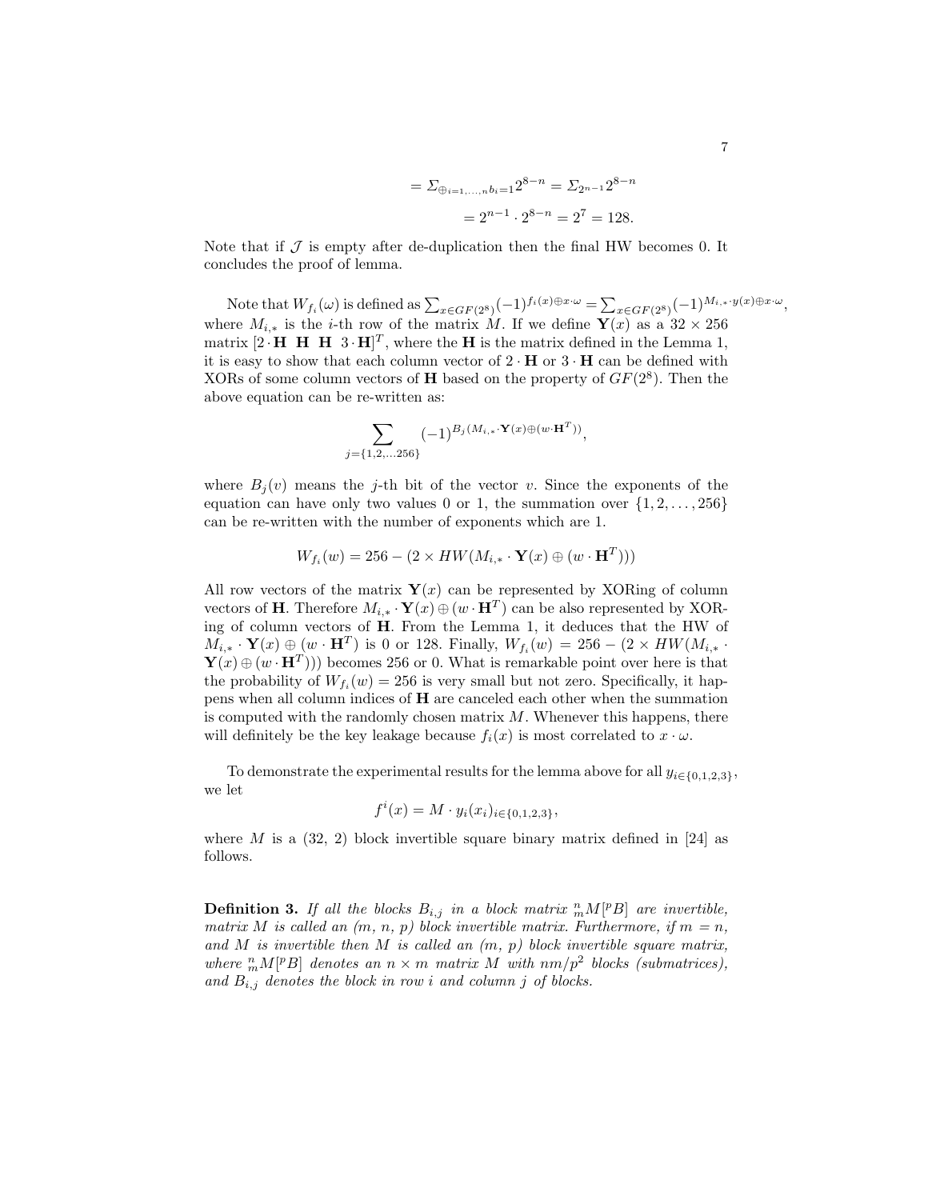$$= \Sigma_{\oplus_{i=1,\ldots,n} b_i = 1} 2^{8-n} = \Sigma_{2^{n-1}} 2^{8-n}$$

$$= 2^{n-1} \cdot 2^{8-n} = 2^7 = 128.$$

Note that if $\mathcal{J}$ is empty after de-duplication then the final HW becomes 0. It concludes the proof of lemma.

Note that $W_{f_i}(\omega)$ is defined as $\sum_{x \in GF(2^8)} (-1)^{f_i(x) \oplus x \cdot \omega} = \sum_{x \in GF(2^8)} (-1)^{M_{i,*} \cdot y(x) \oplus x \cdot \omega}$, where $M_{i,*}$ is the $i$-th row of the matrix $M$. If we define $\mathbf{Y}(x)$ as a $32 \times 256$ matrix $[2 \cdot \mathbf{H} \;\; \mathbf{H} \;\; \mathbf{H} \;\; 3 \cdot \mathbf{H}]^T$, where the $\mathbf{H}$ is the matrix defined in the Lemma 1, it is easy to show that each column vector of $2 \cdot \mathbf{H}$ or $3 \cdot \mathbf{H}$ can be defined with XORs of some column vectors of $\mathbf{H}$ based on the property of $GF(2^8)$. Then the above equation can be re-written as:

$$\sum_{j=\{1,2,\ldots 256\}} (-1)^{B_j(M_{i,*} \cdot \mathbf{Y}(x) \oplus (w \cdot \mathbf{H}^T))},$$

where $B_j(v)$ means the $j$-th bit of the vector $v$. Since the exponents of the equation can have only two values 0 or 1, the summation over $\{1, 2, \ldots, 256\}$ can be re-written with the number of exponents which are 1.

$$W_{f_i}(w) = 256 - (2 \times HW(M_{i,*} \cdot \mathbf{Y}(x) \oplus (w \cdot \mathbf{H}^T)))$$

All row vectors of the matrix $\mathbf{Y}(x)$ can be represented by XORing of column vectors of $\mathbf{H}$. Therefore $M_{i,*} \cdot \mathbf{Y}(x) \oplus (w \cdot \mathbf{H}^T)$ can be also represented by XORing of column vectors of $\mathbf{H}$. From the Lemma 1, it deduces that the HW of $M_{i,*} \cdot \mathbf{Y}(x) \oplus (w \cdot \mathbf{H}^T)$ is 0 or 128. Finally, $W_{f_i}(w) = 256 - (2 \times HW(M_{i,*} \cdot \mathbf{Y}(x) \oplus (w \cdot \mathbf{H}^T)))$ becomes 256 or 0. What is remarkable point over here is that the probability of $W_{f_i}(w) = 256$ is very small but not zero. Specifically, it happens when all column indices of $\mathbf{H}$ are canceled each other when the summation is computed with the randomly chosen matrix $M$. Whenever this happens, there will definitely be the key leakage because $f_i(x)$ is most correlated to $x \cdot \omega$.

To demonstrate the experimental results for the lemma above for all $y_{i \in \{0,1,2,3\}}$, we let

$$f^i(x) = M \cdot y_i(x_i)_{i \in \{0,1,2,3\}},$$

where $M$ is a (32, 2) block invertible square binary matrix defined in [24] as follows.

**Definition 3.** *If all the blocks $B_{i,j}$ in a block matrix ${}^{n}_{m}M[{}^{p}B]$ are invertible, matrix $M$ is called an (m, n, p) block invertible matrix. Furthermore, if $m = n$, and $M$ is invertible then $M$ is called an (m, p) block invertible square matrix, where ${}^{n}_{m}M[{}^{p}B]$ denotes an $n \times m$ matrix $M$ with $nm/p^2$ blocks (submatrices), and $B_{i,j}$ denotes the block in row $i$ and column $j$ of blocks.*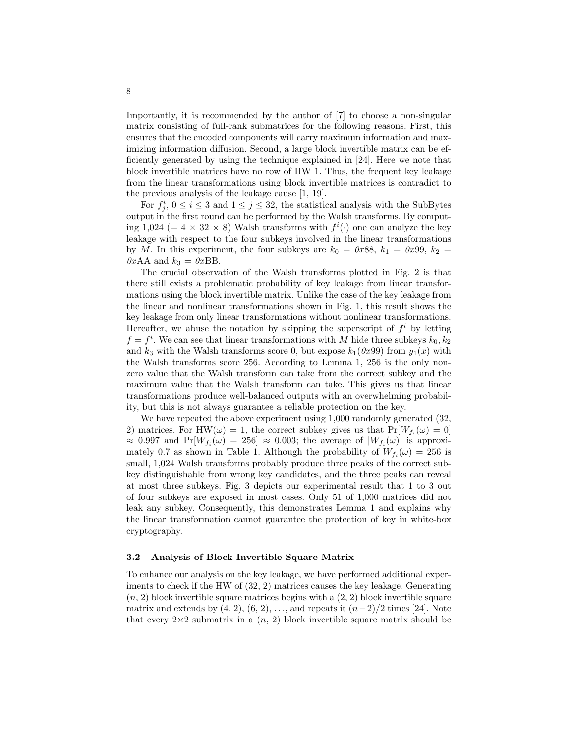Importantly, it is recommended by the author of [7] to choose a non-singular matrix consisting of full-rank submatrices for the following reasons. First, this ensures that the encoded components will carry maximum information and maximizing information diffusion. Second, a large block invertible matrix can be efficiently generated by using the technique explained in [24]. Here we note that block invertible matrices have no row of HW 1. Thus, the frequent key leakage from the linear transformations using block invertible matrices is contradict to the previous analysis of the leakage cause [1, 19].

For $f_j^i$, $0 \le i \le 3$ and $1 \le j \le 32$, the statistical analysis with the SubBytes output in the first round can be performed by the Walsh transforms. By computing 1,024 ($= 4 \times 32 \times 8$) Walsh transforms with $f^i(\cdot)$ one can analyze the key leakage with respect to the four subkeys involved in the linear transformations by $M$. In this experiment, the four subkeys are $k_0 =$ *0x*88, $k_1 =$ *0x*99, $k_2 =$ *0x*AA and $k_3 =$ *0x*BB.

The crucial observation of the Walsh transforms plotted in Fig. 2 is that there still exists a problematic probability of key leakage from linear transformations using the block invertible matrix. Unlike the case of the key leakage from the linear and nonlinear transformations shown in Fig. 1, this result shows the key leakage from only linear transformations without nonlinear transformations. Hereafter, we abuse the notation by skipping the superscript of $f^i$ by letting $f = f^i$. We can see that linear transformations with $M$ hide three subkeys $k_0, k_2$ and $k_3$ with the Walsh transforms score 0, but expose $k_1$(*0x*99) from $y_1(x)$ with the Walsh transforms score 256. According to Lemma 1, 256 is the only nonzero value that the Walsh transform can take from the correct subkey and the maximum value that the Walsh transform can take. This gives us that linear transformations produce well-balanced outputs with an overwhelming probability, but this is not always guarantee a reliable protection on the key.

We have repeated the above experiment using 1,000 randomly generated (32, 2) matrices. For $\mathrm{HW}(\omega) = 1$, the correct subkey gives us that $\Pr[W_{f_i}(\omega) = 0] \approx 0.997$ and $\Pr[W_{f_i}(\omega) = 256] \approx 0.003$; the average of $|W_{f_i}(\omega)|$ is approximately 0.7 as shown in Table 1. Although the probability of $W_{f_i}(\omega) = 256$ is small, 1,024 Walsh transforms probably produce three peaks of the correct subkey distinguishable from wrong key candidates, and the three peaks can reveal at most three subkeys. Fig. 3 depicts our experimental result that 1 to 3 out of four subkeys are exposed in most cases. Only 51 of 1,000 matrices did not leak any subkey. Consequently, this demonstrates Lemma 1 and explains why the linear transformation cannot guarantee the protection of key in white-box cryptography.

### 3.2 Analysis of Block Invertible Square Matrix

To enhance our analysis on the key leakage, we have performed additional experiments to check if the HW of (32, 2) matrices causes the key leakage. Generating $(n, 2)$ block invertible square matrices begins with a (2, 2) block invertible square matrix and extends by (4, 2), (6, 2), ..., and repeats it $(n-2)/2$ times [24]. Note that every $2{\times}2$ submatrix in a $(n, 2)$ block invertible square matrix should be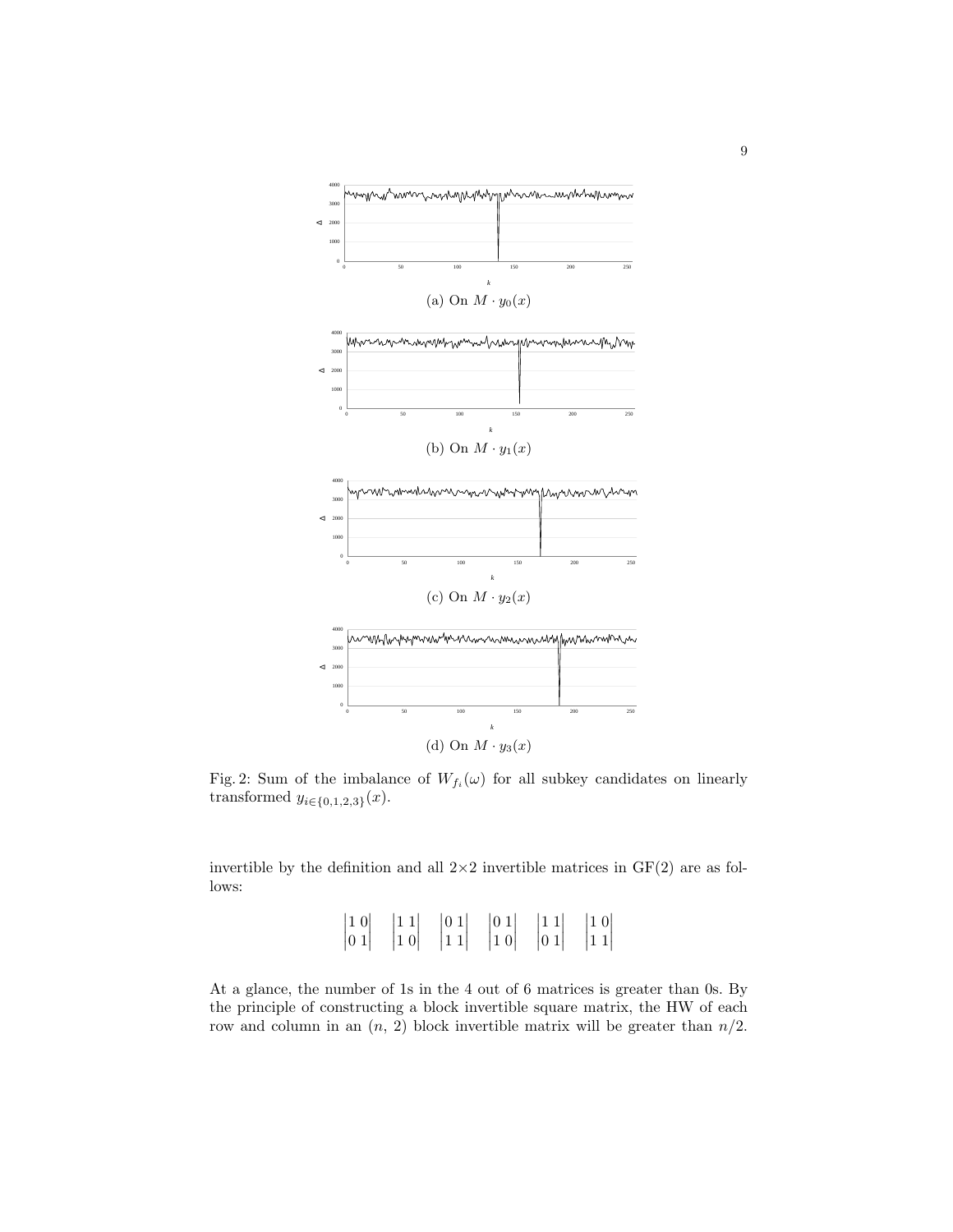(a) On $M \cdot y_0(x)$

(b) On $M \cdot y_1(x)$

(c) On $M \cdot y_2(x)$

(d) On $M \cdot y_3(x)$

Fig. 2: Sum of the imbalance of $W_{f_i}(\omega)$ for all subkey candidates on linearly transformed $y_{i\in\{0,1,2,3\}}(x)$.

invertible by the definition and all 2×2 invertible matrices in GF(2) are as follows:

$$\begin{vmatrix} 1 & 0 \\ 0 & 1 \end{vmatrix} \quad \begin{vmatrix} 1 & 1 \\ 1 & 0 \end{vmatrix} \quad \begin{vmatrix} 0 & 1 \\ 1 & 1 \end{vmatrix} \quad \begin{vmatrix} 0 & 1 \\ 1 & 0 \end{vmatrix} \quad \begin{vmatrix} 1 & 1 \\ 0 & 1 \end{vmatrix} \quad \begin{vmatrix} 1 & 0 \\ 1 & 1 \end{vmatrix}$$

At a glance, the number of 1s in the 4 out of 6 matrices is greater than 0s. By the principle of constructing a block invertible square matrix, the HW of each row and column in an ($n$, 2) block invertible matrix will be greater than $n/2$.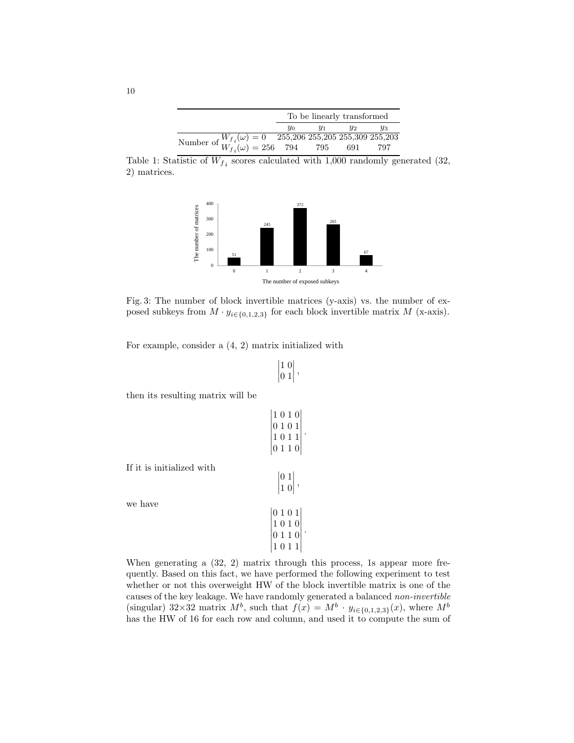| | | To be linearly transformed | | | |
|---|---|---|---|---|---|
| | | $y_0$ | $y_1$ | $y_2$ | $y_3$ |
| Number of | $W_{f_i}(\omega) = 0$ | 255,206 | 255,205 | 255,309 | 255,203 |
| | $W_{f_i}(\omega) = 256$ | 794 | 795 | 691 | 797 |

Table 1: Statistic of $W_{f_i}$ scores calculated with 1,000 randomly generated (32, 2) matrices.

| The number of exposed subkeys | 0 | 1 | 2 | 3 | 4 |
|---|---|---|---|---|---|
| The number of matrices | 51 | 245 | 372 | 265 | 67 |

Fig. 3: The number of block invertible matrices (y-axis) vs. the number of exposed subkeys from $M \cdot y_{i \in \{0,1,2,3\}}$ for each block invertible matrix $M$ (x-axis).

For example, consider a (4, 2) matrix initialized with

$$\begin{vmatrix} 1 & 0 \\ 0 & 1 \end{vmatrix},$$

then its resulting matrix will be

$$\begin{vmatrix} 1 & 0 & 1 & 0 \\ 0 & 1 & 0 & 1 \\ 1 & 0 & 1 & 1 \\ 0 & 1 & 1 & 0 \end{vmatrix}.$$

If it is initialized with

$$\begin{vmatrix} 0 & 1 \\ 1 & 0 \end{vmatrix},$$

we have

$$\begin{vmatrix} 0 & 1 & 0 & 1 \\ 1 & 0 & 1 & 0 \\ 0 & 1 & 1 & 0 \\ 1 & 0 & 1 & 1 \end{vmatrix}.$$

When generating a (32, 2) matrix through this process, 1s appear more frequently. Based on this fact, we have performed the following experiment to test whether or not this overweight HW of the block invertible matrix is one of the causes of the key leakage. We have randomly generated a balanced *non-invertible* (singular) 32×32 matrix $M^b$, such that $f(x) = M^b \cdot y_{i \in \{0,1,2,3\}}(x)$, where $M^b$ has the HW of 16 for each row and column, and used it to compute the sum of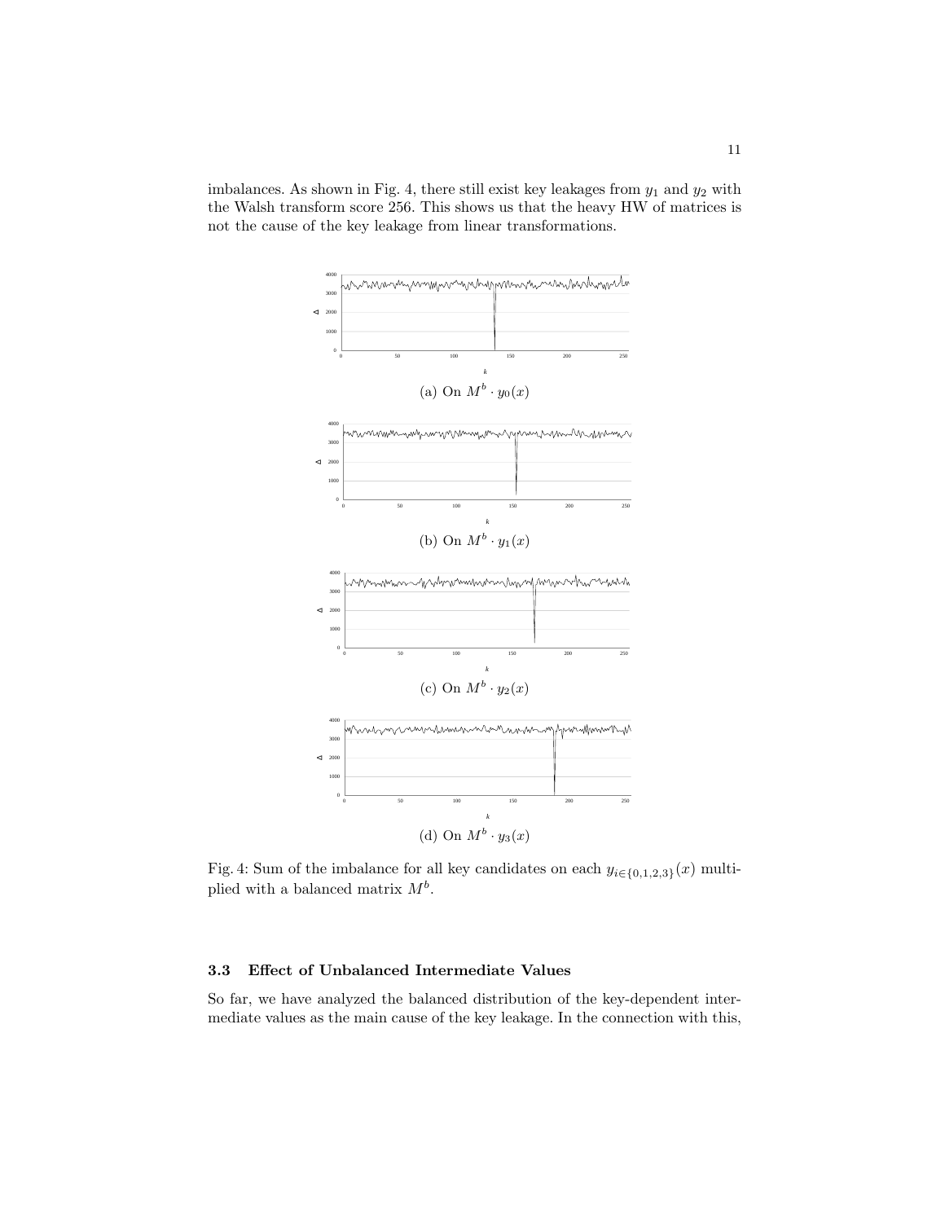imbalances. As shown in Fig. 4, there still exist key leakages from $y_1$ and $y_2$ with the Walsh transform score 256. This shows us that the heavy HW of matrices is not the cause of the key leakage from linear transformations.

(a) On $M^b \cdot y_0(x)$

(b) On $M^b \cdot y_1(x)$

(c) On $M^b \cdot y_2(x)$

(d) On $M^b \cdot y_3(x)$

Fig. 4: Sum of the imbalance for all key candidates on each $y_{i \in \{0,1,2,3\}}(x)$ multiplied with a balanced matrix $M^b$.

### 3.3 Effect of Unbalanced Intermediate Values

So far, we have analyzed the balanced distribution of the key-dependent intermediate values as the main cause of the key leakage. In the connection with this,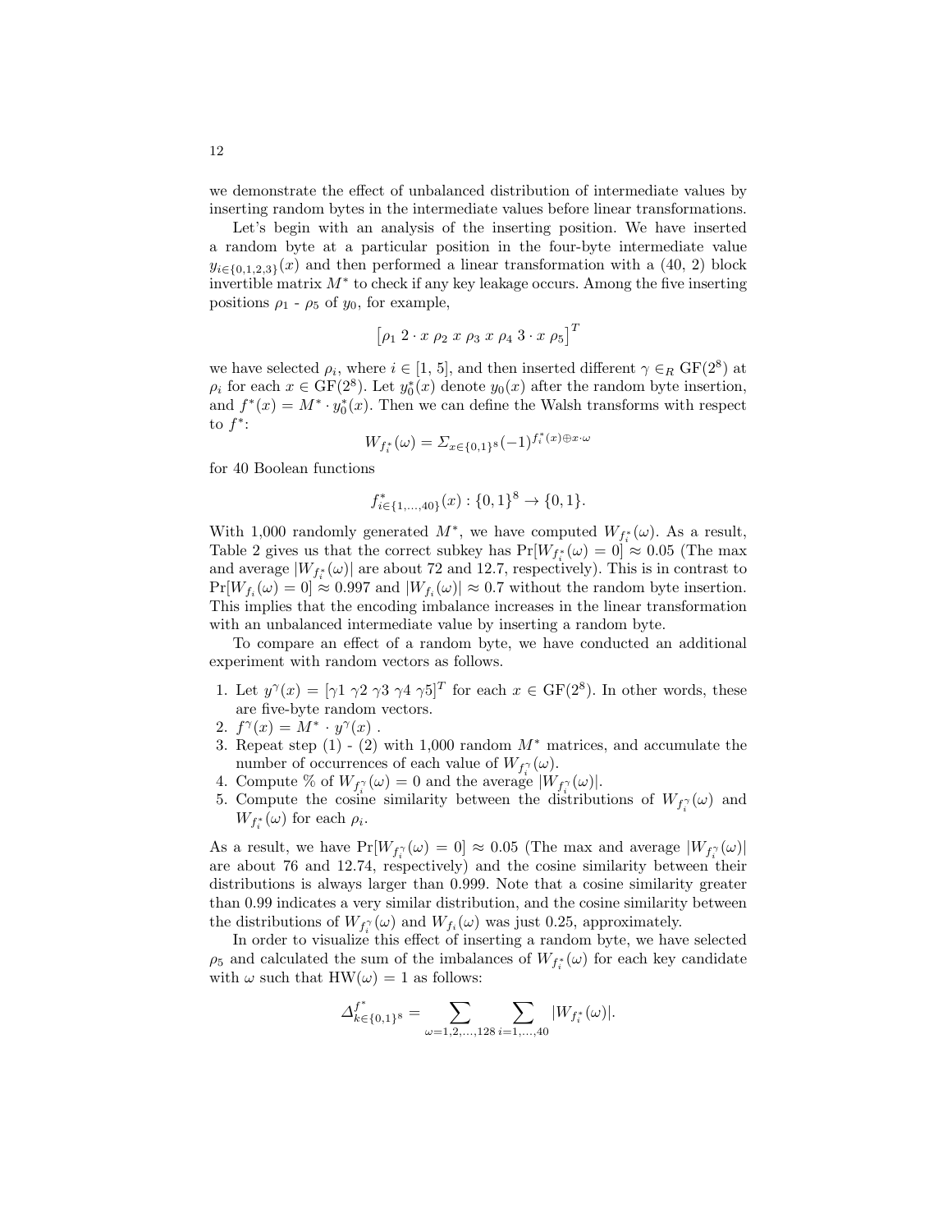we demonstrate the effect of unbalanced distribution of intermediate values by inserting random bytes in the intermediate values before linear transformations.

Let's begin with an analysis of the inserting position. We have inserted a random byte at a particular position in the four-byte intermediate value $y_{i\in\{0,1,2,3\}}(x)$ and then performed a linear transformation with a (40, 2) block invertible matrix $M^*$ to check if any key leakage occurs. Among the five inserting positions $\rho_1$ - $\rho_5$ of $y_0$, for example,

$$\left[\rho_1\ 2\cdot x\ \rho_2\ x\ \rho_3\ x\ \rho_4\ 3\cdot x\ \rho_5\right]^T$$

we have selected $\rho_i$, where $i \in [1, 5]$, and then inserted different $\gamma \in_R \mathrm{GF}(2^8)$ at $\rho_i$ for each $x \in \mathrm{GF}(2^8)$. Let $y_0^*(x)$ denote $y_0(x)$ after the random byte insertion, and $f^*(x) = M^* \cdot y_0^*(x)$. Then we can define the Walsh transforms with respect to $f^*$:

$$W_{f_i^*}(\omega) = \Sigma_{x\in\{0,1\}^8}(-1)^{f_i^*(x)\oplus x\cdot\omega}$$

for 40 Boolean functions

$$f^*_{i\in\{1,\ldots,40\}}(x) : \{0,1\}^8 \rightarrow \{0,1\}.$$

With 1,000 randomly generated $M^*$, we have computed $W_{f_i^*}(\omega)$. As a result, Table 2 gives us that the correct subkey has $\Pr[W_{f_i^*}(\omega) = 0] \approx 0.05$ (The max and average $|W_{f_i^*}(\omega)|$ are about 72 and 12.7, respectively). This is in contrast to $\Pr[W_{f_i}(\omega) = 0] \approx 0.997$ and $|W_{f_i}(\omega)| \approx 0.7$ without the random byte insertion. This implies that the encoding imbalance increases in the linear transformation with an unbalanced intermediate value by inserting a random byte.

To compare an effect of a random byte, we have conducted an additional experiment with random vectors as follows.

1. Let $y^\gamma(x) = [\gamma 1\ \gamma 2\ \gamma 3\ \gamma 4\ \gamma 5]^T$ for each $x \in \mathrm{GF}(2^8)$. In other words, these are five-byte random vectors.
2. $f^\gamma(x) = M^* \cdot y^\gamma(x)$ .
3. Repeat step (1) - (2) with 1,000 random $M^*$ matrices, and accumulate the number of occurrences of each value of $W_{f_i^\gamma}(\omega)$.
4. Compute % of $W_{f_i^\gamma}(\omega) = 0$ and the average $|W_{f_i^\gamma}(\omega)|$.
5. Compute the cosine similarity between the distributions of $W_{f_i^\gamma}(\omega)$ and $W_{f_i^*}(\omega)$ for each $\rho_i$.

As a result, we have $\Pr[W_{f_i^\gamma}(\omega) = 0] \approx 0.05$ (The max and average $|W_{f_i^\gamma}(\omega)|$ are about 76 and 12.74, respectively) and the cosine similarity between their distributions is always larger than 0.999. Note that a cosine similarity greater than 0.99 indicates a very similar distribution, and the cosine similarity between the distributions of $W_{f_i^\gamma}(\omega)$ and $W_{f_i}(\omega)$ was just 0.25, approximately.

In order to visualize this effect of inserting a random byte, we have selected $\rho_5$ and calculated the sum of the imbalances of $W_{f_i^*}(\omega)$ for each key candidate with $\omega$ such that $\mathrm{HW}(\omega) = 1$ as follows:

$$\Delta^{f^*}_{k\in\{0,1\}^8} = \sum_{\omega=1,2,\ldots,128}\ \sum_{i=1,\ldots,40} |W_{f_i^*}(\omega)|.$$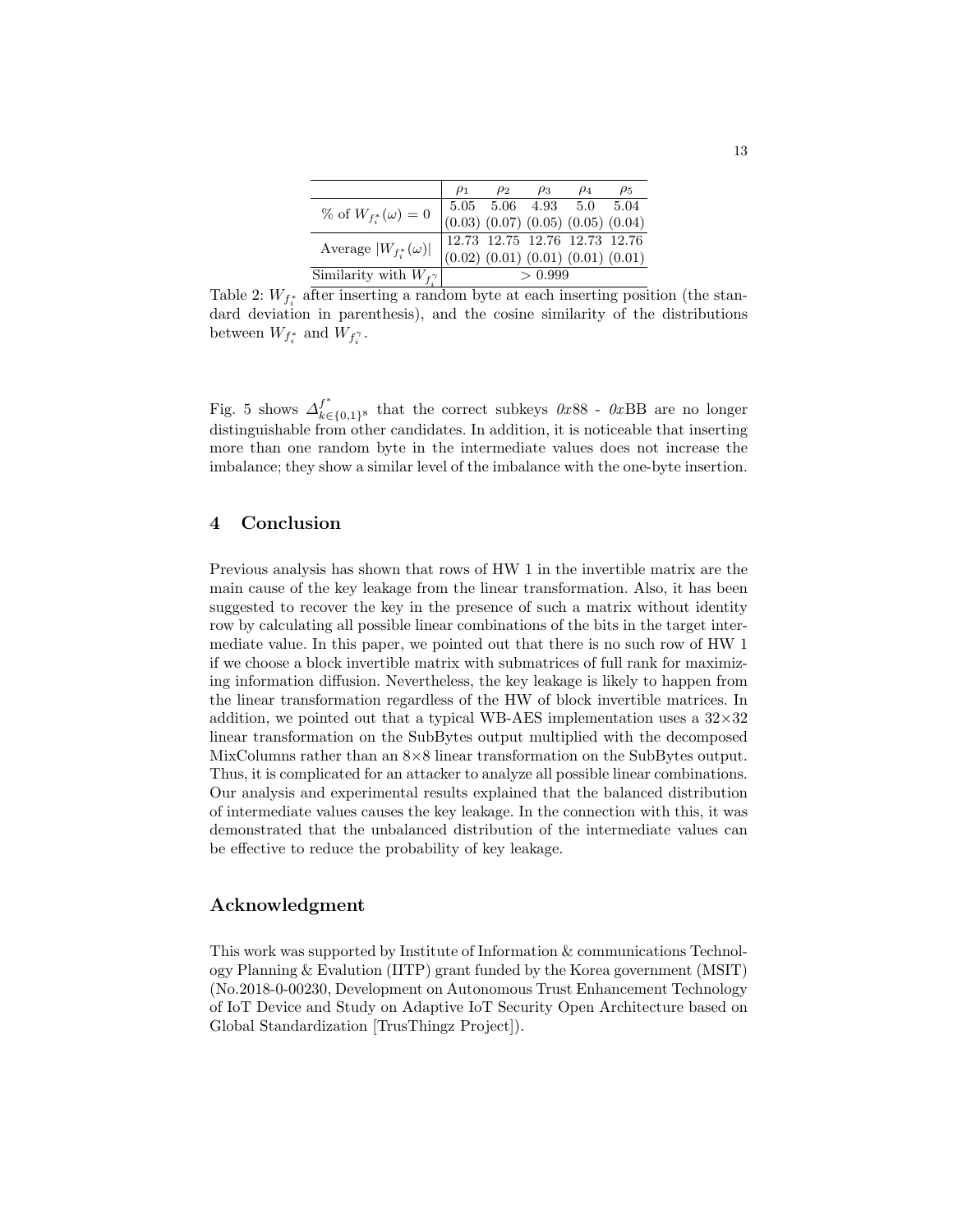| | $\rho_1$ | $\rho_2$ | $\rho_3$ | $\rho_4$ | $\rho_5$ |
|---|---|---|---|---|---|
| % of $W_{f_i^*}(\omega) = 0$ | 5.05 (0.03) | 5.06 (0.07) | 4.93 (0.05) | 5.0 (0.05) | 5.04 (0.04) |
| Average $\lvert W_{f_i^*}(\omega)\rvert$ | 12.73 (0.02) | 12.75 (0.01) | 12.76 (0.01) | 12.73 (0.01) | 12.76 (0.01) |
| Similarity with $W_{f_i^\gamma}$ | $> 0.999$ | | | | |

Table 2: $W_{f_i^*}$ after inserting a random byte at each inserting position (the standard deviation in parenthesis), and the cosine similarity of the distributions between $W_{f_i^*}$ and $W_{f_i^\gamma}$.

Fig. 5 shows $\Delta^{f^*}_{k\in\{0,1\}^8}$ that the correct subkeys *0x*88 - *0x*BB are no longer distinguishable from other candidates. In addition, it is noticeable that inserting more than one random byte in the intermediate values does not increase the imbalance; they show a similar level of the imbalance with the one-byte insertion.

## 4 Conclusion

Previous analysis has shown that rows of HW 1 in the invertible matrix are the main cause of the key leakage from the linear transformation. Also, it has been suggested to recover the key in the presence of such a matrix without identity row by calculating all possible linear combinations of the bits in the target intermediate value. In this paper, we pointed out that there is no such row of HW 1 if we choose a block invertible matrix with submatrices of full rank for maximizing information diffusion. Nevertheless, the key leakage is likely to happen from the linear transformation regardless of the HW of block invertible matrices. In addition, we pointed out that a typical WB-AES implementation uses a $32\times32$ linear transformation on the SubBytes output multiplied with the decomposed MixColumns rather than an $8\times8$ linear transformation on the SubBytes output. Thus, it is complicated for an attacker to analyze all possible linear combinations. Our analysis and experimental results explained that the balanced distribution of intermediate values causes the key leakage. In the connection with this, it was demonstrated that the unbalanced distribution of the intermediate values can be effective to reduce the probability of key leakage.

## Acknowledgment

This work was supported by Institute of Information & communications Technology Planning & Evalution (IITP) grant funded by the Korea government (MSIT) (No.2018-0-00230, Development on Autonomous Trust Enhancement Technology of IoT Device and Study on Adaptive IoT Security Open Architecture based on Global Standardization [TrusThingz Project]).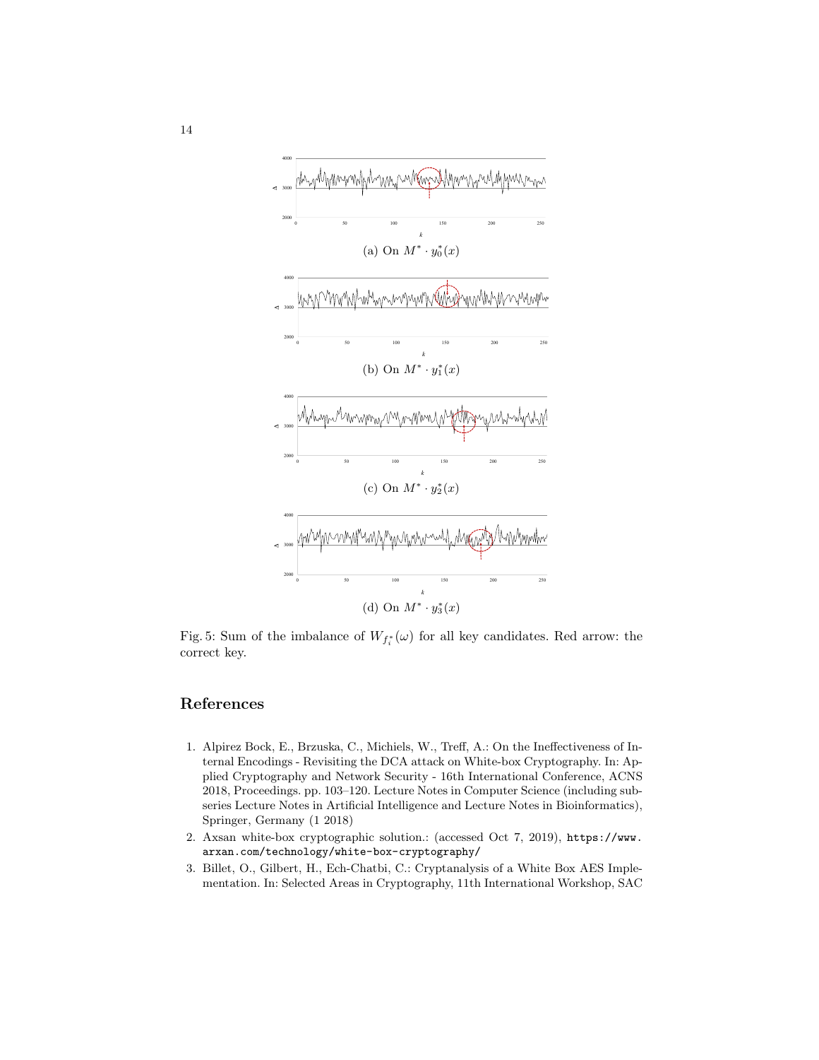(a) On $M^* \cdot y_0^*(x)$

(b) On $M^* \cdot y_1^*(x)$

(c) On $M^* \cdot y_2^*(x)$

(d) On $M^* \cdot y_3^*(x)$

Fig. 5: Sum of the imbalance of $W_{f_i^*}(\omega)$ for all key candidates. Red arrow: the correct key.

## References

1. Alpirez Bock, E., Brzuska, C., Michiels, W., Treff, A.: On the Ineffectiveness of Internal Encodings - Revisiting the DCA attack on White-box Cryptography. In: Applied Cryptography and Network Security - 16th International Conference, ACNS 2018, Proceedings. pp. 103–120. Lecture Notes in Computer Science (including subseries Lecture Notes in Artificial Intelligence and Lecture Notes in Bioinformatics), Springer, Germany (1 2018)
2. Axsan white-box cryptographic solution.: (accessed Oct 7, 2019), `https://www.arxan.com/technology/white-box-cryptography/`
3. Billet, O., Gilbert, H., Ech-Chatbi, C.: Cryptanalysis of a White Box AES Implementation. In: Selected Areas in Cryptography, 11th International Workshop, SAC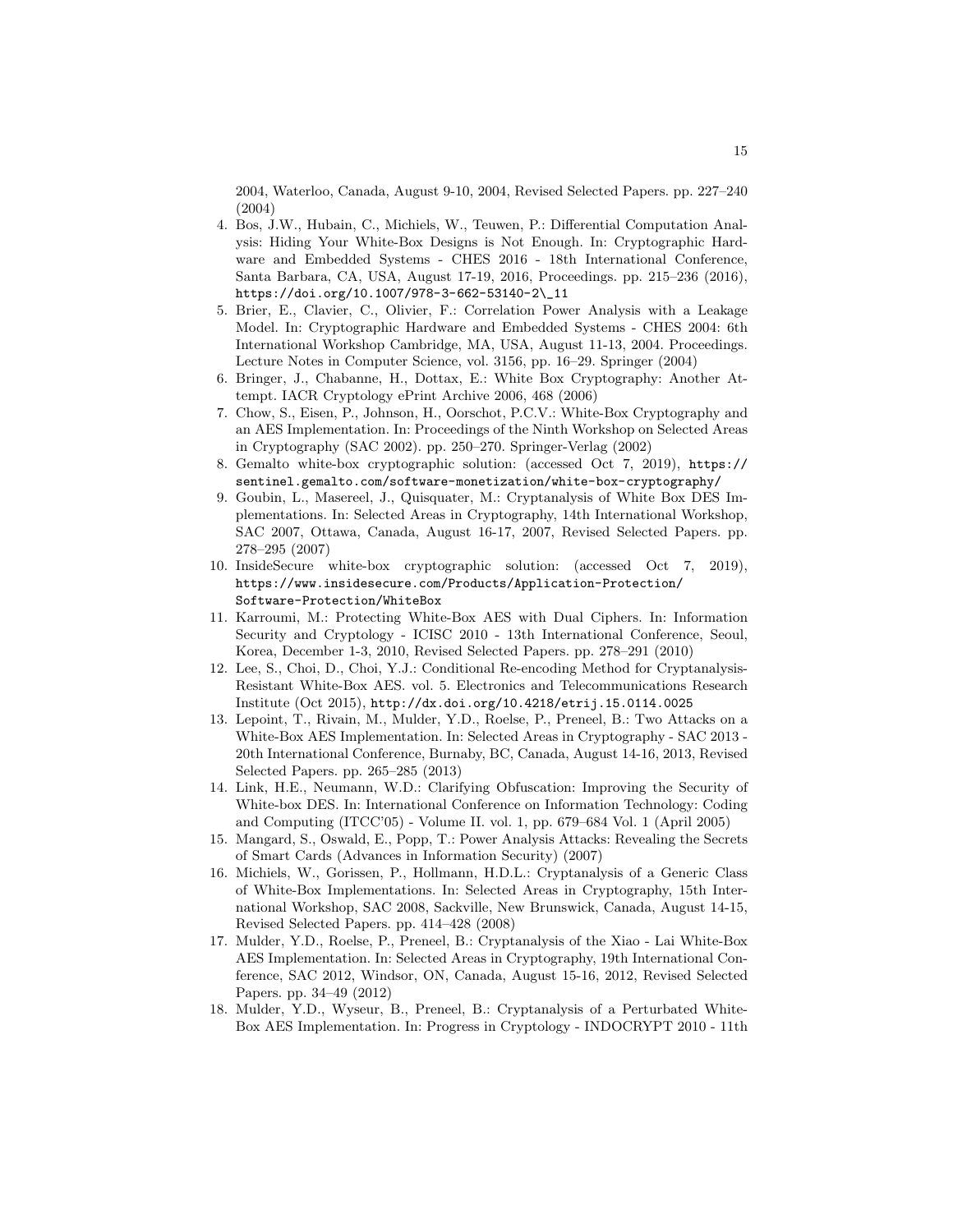2004, Waterloo, Canada, August 9-10, 2004, Revised Selected Papers. pp. 227–240 (2004)

4. Bos, J.W., Hubain, C., Michiels, W., Teuwen, P.: Differential Computation Analysis: Hiding Your White-Box Designs is Not Enough. In: Cryptographic Hardware and Embedded Systems - CHES 2016 - 18th International Conference, Santa Barbara, CA, USA, August 17-19, 2016, Proceedings. pp. 215–236 (2016), https://doi.org/10.1007/978-3-662-53140-2\_11
5. Brier, E., Clavier, C., Olivier, F.: Correlation Power Analysis with a Leakage Model. In: Cryptographic Hardware and Embedded Systems - CHES 2004: 6th International Workshop Cambridge, MA, USA, August 11-13, 2004. Proceedings. Lecture Notes in Computer Science, vol. 3156, pp. 16–29. Springer (2004)
6. Bringer, J., Chabanne, H., Dottax, E.: White Box Cryptography: Another Attempt. IACR Cryptology ePrint Archive 2006, 468 (2006)
7. Chow, S., Eisen, P., Johnson, H., Oorschot, P.C.V.: White-Box Cryptography and an AES Implementation. In: Proceedings of the Ninth Workshop on Selected Areas in Cryptography (SAC 2002). pp. 250–270. Springer-Verlag (2002)
8. Gemalto white-box cryptographic solution: (accessed Oct 7, 2019), https://sentinel.gemalto.com/software-monetization/white-box-cryptography/
9. Goubin, L., Masereel, J., Quisquater, M.: Cryptanalysis of White Box DES Implementations. In: Selected Areas in Cryptography, 14th International Workshop, SAC 2007, Ottawa, Canada, August 16-17, 2007, Revised Selected Papers. pp. 278–295 (2007)
10. InsideSecure white-box cryptographic solution: (accessed Oct 7, 2019), https://www.insidesecure.com/Products/Application-Protection/Software-Protection/WhiteBox
11. Karroumi, M.: Protecting White-Box AES with Dual Ciphers. In: Information Security and Cryptology - ICISC 2010 - 13th International Conference, Seoul, Korea, December 1-3, 2010, Revised Selected Papers. pp. 278–291 (2010)
12. Lee, S., Choi, D., Choi, Y.J.: Conditional Re-encoding Method for Cryptanalysis-Resistant White-Box AES. vol. 5. Electronics and Telecommunications Research Institute (Oct 2015), http://dx.doi.org/10.4218/etrij.15.0114.0025
13. Lepoint, T., Rivain, M., Mulder, Y.D., Roelse, P., Preneel, B.: Two Attacks on a White-Box AES Implementation. In: Selected Areas in Cryptography - SAC 2013 - 20th International Conference, Burnaby, BC, Canada, August 14-16, 2013, Revised Selected Papers. pp. 265–285 (2013)
14. Link, H.E., Neumann, W.D.: Clarifying Obfuscation: Improving the Security of White-box DES. In: International Conference on Information Technology: Coding and Computing (ITCC'05) - Volume II. vol. 1, pp. 679–684 Vol. 1 (April 2005)
15. Mangard, S., Oswald, E., Popp, T.: Power Analysis Attacks: Revealing the Secrets of Smart Cards (Advances in Information Security) (2007)
16. Michiels, W., Gorissen, P., Hollmann, H.D.L.: Cryptanalysis of a Generic Class of White-Box Implementations. In: Selected Areas in Cryptography, 15th International Workshop, SAC 2008, Sackville, New Brunswick, Canada, August 14-15, Revised Selected Papers. pp. 414–428 (2008)
17. Mulder, Y.D., Roelse, P., Preneel, B.: Cryptanalysis of the Xiao - Lai White-Box AES Implementation. In: Selected Areas in Cryptography, 19th International Conference, SAC 2012, Windsor, ON, Canada, August 15-16, 2012, Revised Selected Papers. pp. 34–49 (2012)
18. Mulder, Y.D., Wyseur, B., Preneel, B.: Cryptanalysis of a Perturbated White-Box AES Implementation. In: Progress in Cryptology - INDOCRYPT 2010 - 11th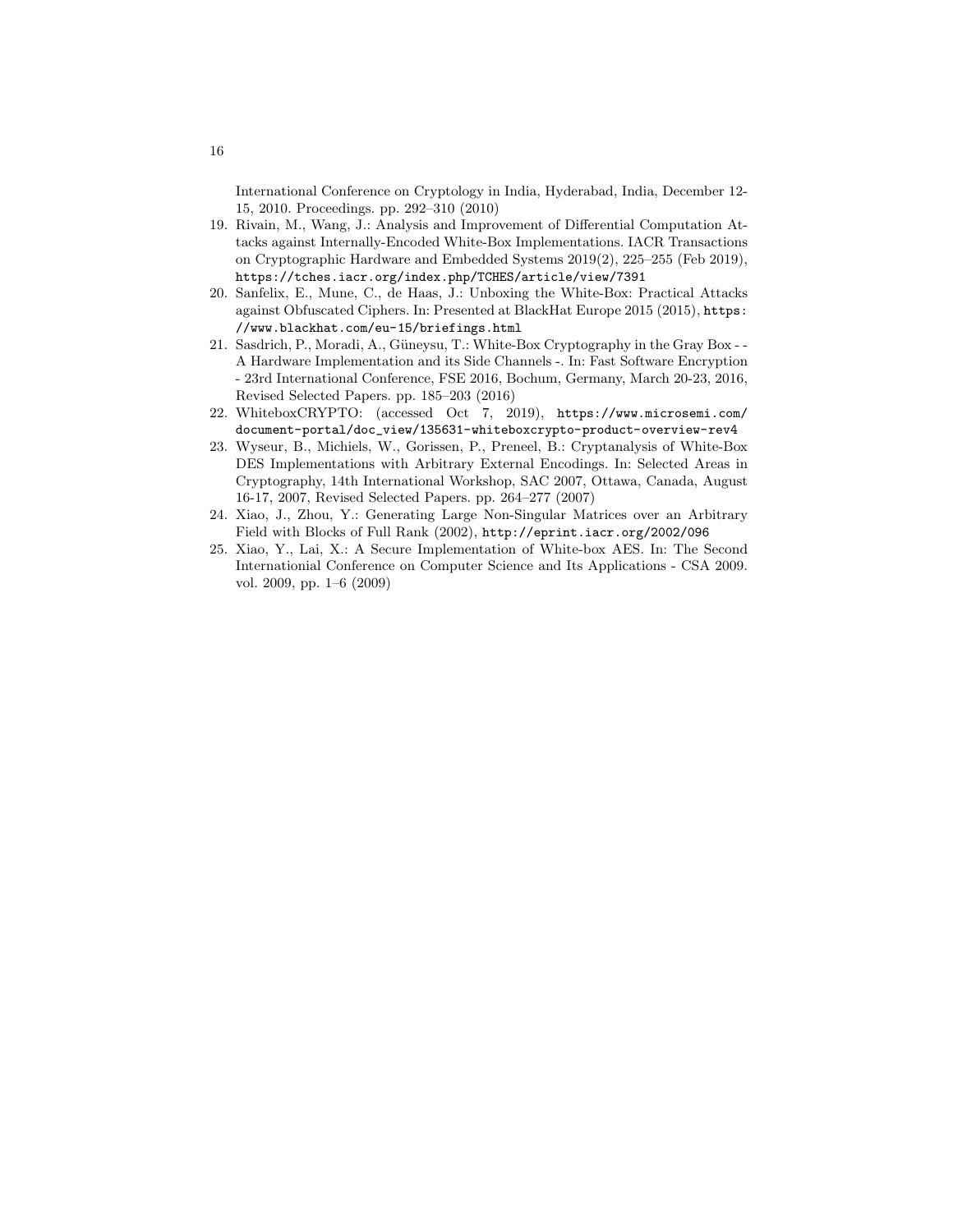International Conference on Cryptology in India, Hyderabad, India, December 12-15, 2010. Proceedings. pp. 292–310 (2010)

19. Rivain, M., Wang, J.: Analysis and Improvement of Differential Computation Attacks against Internally-Encoded White-Box Implementations. IACR Transactions on Cryptographic Hardware and Embedded Systems 2019(2), 225–255 (Feb 2019), https://tches.iacr.org/index.php/TCHES/article/view/7391
20. Sanfelix, E., Mune, C., de Haas, J.: Unboxing the White-Box: Practical Attacks against Obfuscated Ciphers. In: Presented at BlackHat Europe 2015 (2015), https://www.blackhat.com/eu-15/briefings.html
21. Sasdrich, P., Moradi, A., Güneysu, T.: White-Box Cryptography in the Gray Box - - A Hardware Implementation and its Side Channels -. In: Fast Software Encryption - 23rd International Conference, FSE 2016, Bochum, Germany, March 20-23, 2016, Revised Selected Papers. pp. 185–203 (2016)
22. WhiteboxCRYPTO: (accessed Oct 7, 2019), https://www.microsemi.com/document-portal/doc_view/135631-whiteboxcrypto-product-overview-rev4
23. Wyseur, B., Michiels, W., Gorissen, P., Preneel, B.: Cryptanalysis of White-Box DES Implementations with Arbitrary External Encodings. In: Selected Areas in Cryptography, 14th International Workshop, SAC 2007, Ottawa, Canada, August 16-17, 2007, Revised Selected Papers. pp. 264–277 (2007)
24. Xiao, J., Zhou, Y.: Generating Large Non-Singular Matrices over an Arbitrary Field with Blocks of Full Rank (2002), http://eprint.iacr.org/2002/096
25. Xiao, Y., Lai, X.: A Secure Implementation of White-box AES. In: The Second Internationial Conference on Computer Science and Its Applications - CSA 2009. vol. 2009, pp. 1–6 (2009)